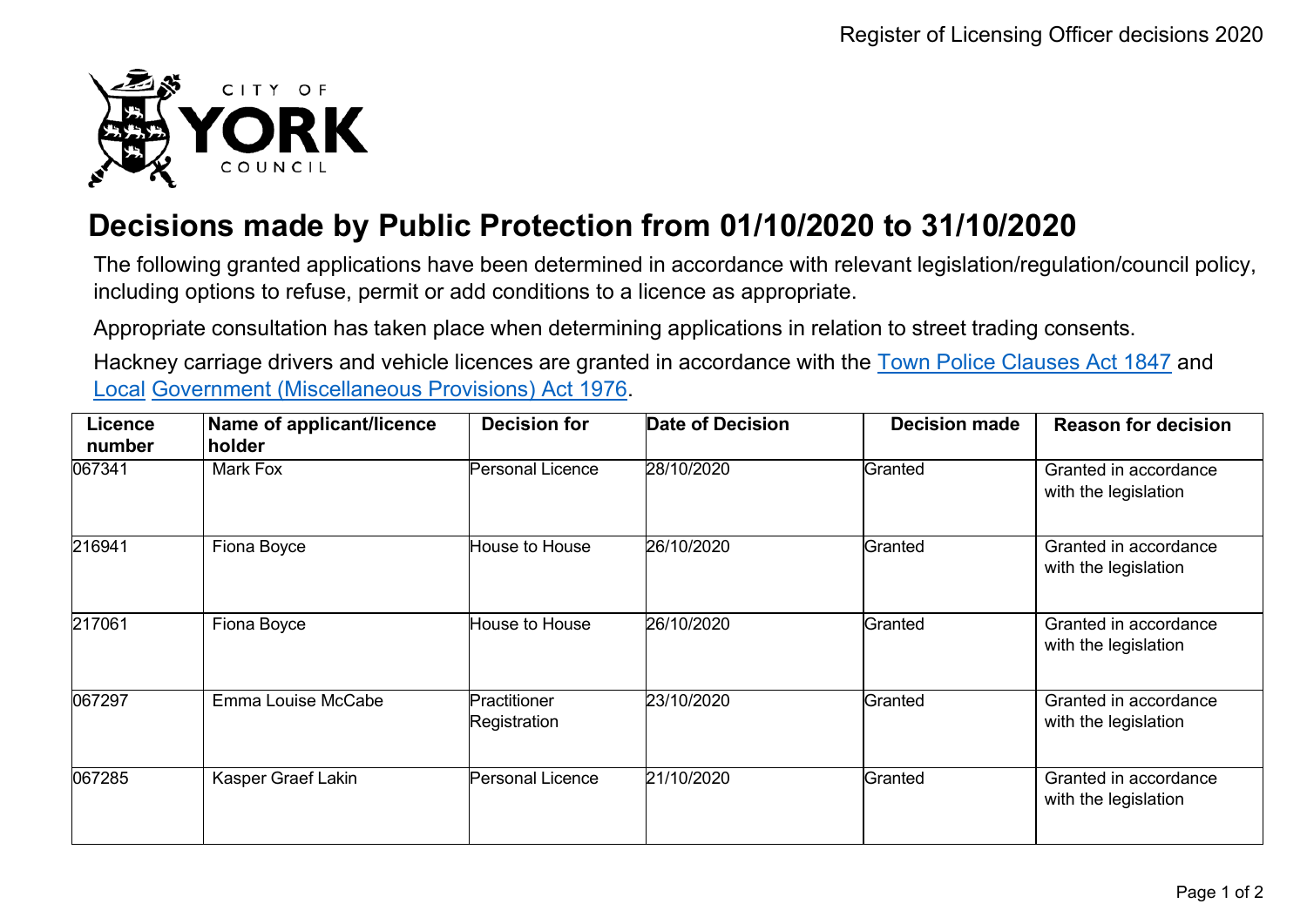# Decisions made by Public Protection from 01/10/2020 to 31/10/2020

The following granted applications have been determined in accordance with relevant legislation/regulation/council policy, including options to refuse, permit or add conditions to a licence as appropriate.

Appropriate consultation has taken place when determining applications in relation to street trading consents.

Hackney carriage drivers and vehicle licences are granted in accordance with the Town Police Clauses Act 1847 and Local Government (Miscellaneous Provisions) Act 1976.

| Licence number | Name of applicant/licence holder | Decision for | Date of Decision | Decision made | Reason for decision |
|---|---|---|---|---|---|
| 067341 | Mark Fox | Personal Licence | 28/10/2020 | Granted | Granted in accordance with the legislation |
| 216941 | Fiona Boyce | House to House | 26/10/2020 | Granted | Granted in accordance with the legislation |
| 217061 | Fiona Boyce | House to House | 26/10/2020 | Granted | Granted in accordance with the legislation |
| 067297 | Emma Louise McCabe | Practitioner Registration | 23/10/2020 | Granted | Granted in accordance with the legislation |
| 067285 | Kasper Graef Lakin | Personal Licence | 21/10/2020 | Granted | Granted in accordance with the legislation |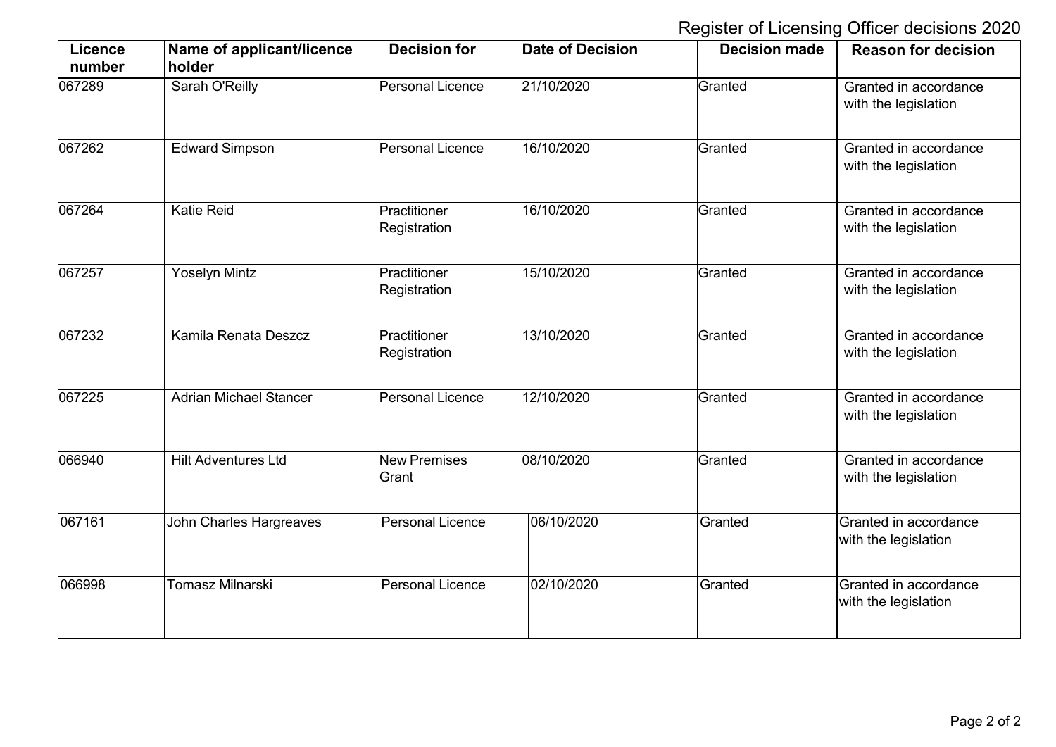Register of Licensing Officer decisions 2020

| Licence number | Name of applicant/licence holder | Decision for | Date of Decision | Decision made | Reason for decision |
|---|---|---|---|---|---|
| 067289 | Sarah O'Reilly | Personal Licence | 21/10/2020 | Granted | Granted in accordance with the legislation |
| 067262 | Edward Simpson | Personal Licence | 16/10/2020 | Granted | Granted in accordance with the legislation |
| 067264 | Katie Reid | Practitioner Registration | 16/10/2020 | Granted | Granted in accordance with the legislation |
| 067257 | Yoselyn Mintz | Practitioner Registration | 15/10/2020 | Granted | Granted in accordance with the legislation |
| 067232 | Kamila Renata Deszcz | Practitioner Registration | 13/10/2020 | Granted | Granted in accordance with the legislation |
| 067225 | Adrian Michael Stancer | Personal Licence | 12/10/2020 | Granted | Granted in accordance with the legislation |
| 066940 | Hilt Adventures Ltd | New Premises Grant | 08/10/2020 | Granted | Granted in accordance with the legislation |
| 067161 | John Charles Hargreaves | Personal Licence | 06/10/2020 | Granted | Granted in accordance with the legislation |
| 066998 | Tomasz Milnarski | Personal Licence | 02/10/2020 | Granted | Granted in accordance with the legislation |